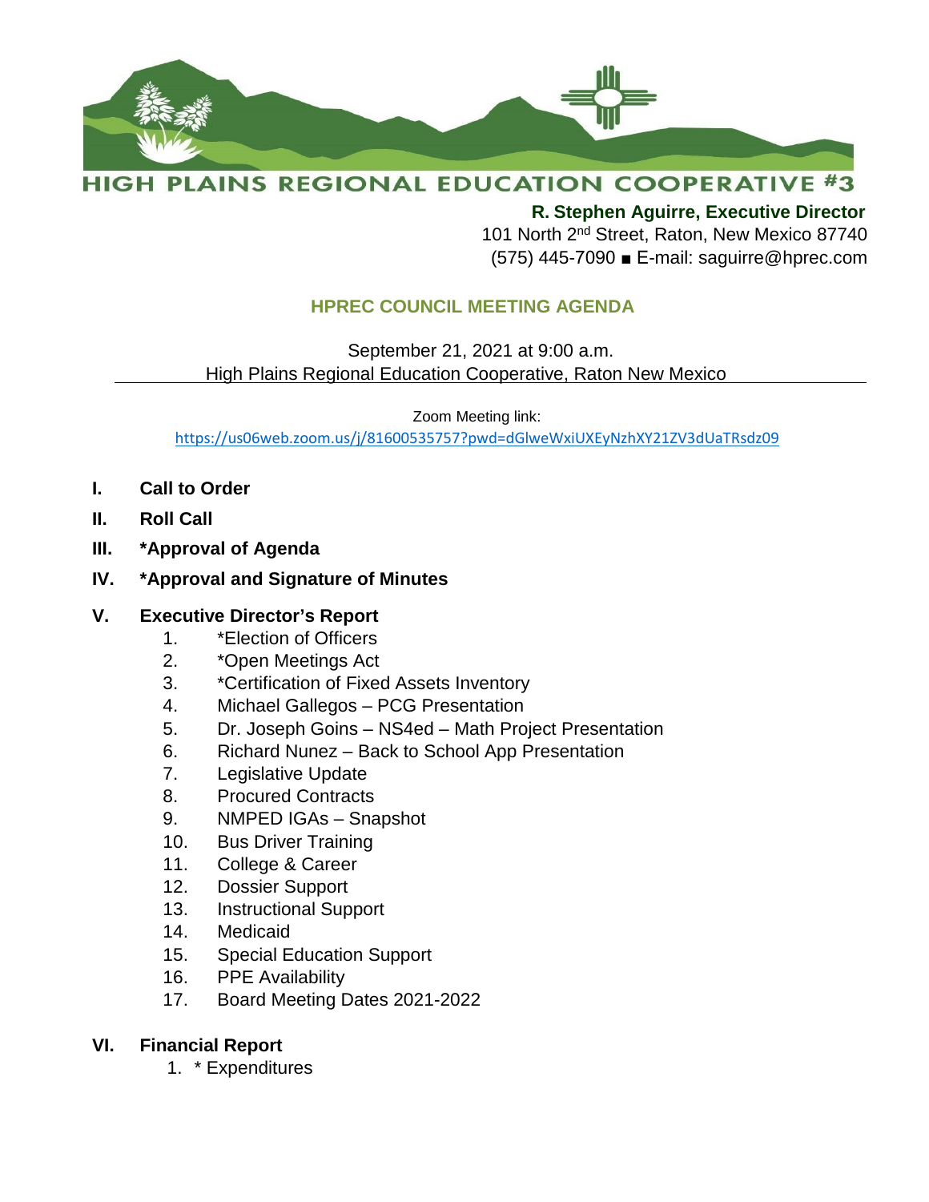# HIGH PLAINS REGIONAL EDUCATION COOPERATIVE #3

**R. Stephen Aguirre, Executive Director**
101 North 2nd Street, Raton, New Mexico 87740
(575) 445-7090 ■ E-mail: saguirre@hprec.com

## HPREC COUNCIL MEETING AGENDA

September 21, 2021 at 9:00 a.m.
High Plains Regional Education Cooperative, Raton New Mexico

Zoom Meeting link:
https://us06web.zoom.us/j/81600535757?pwd=dGlweWxiUXEyNzhXY21ZV3dUaTRsdz09

**I. Call to Order**

**II. Roll Call**

**III. *Approval of Agenda**

**IV. *Approval and Signature of Minutes**

**V. Executive Director's Report**

1. *Election of Officers
2. *Open Meetings Act
3. *Certification of Fixed Assets Inventory
4. Michael Gallegos – PCG Presentation
5. Dr. Joseph Goins – NS4ed – Math Project Presentation
6. Richard Nunez – Back to School App Presentation
7. Legislative Update
8. Procured Contracts
9. NMPED IGAs – Snapshot
10. Bus Driver Training
11. College & Career
12. Dossier Support
13. Instructional Support
14. Medicaid
15. Special Education Support
16. PPE Availability
17. Board Meeting Dates 2021-2022

**VI. Financial Report**

1. * Expenditures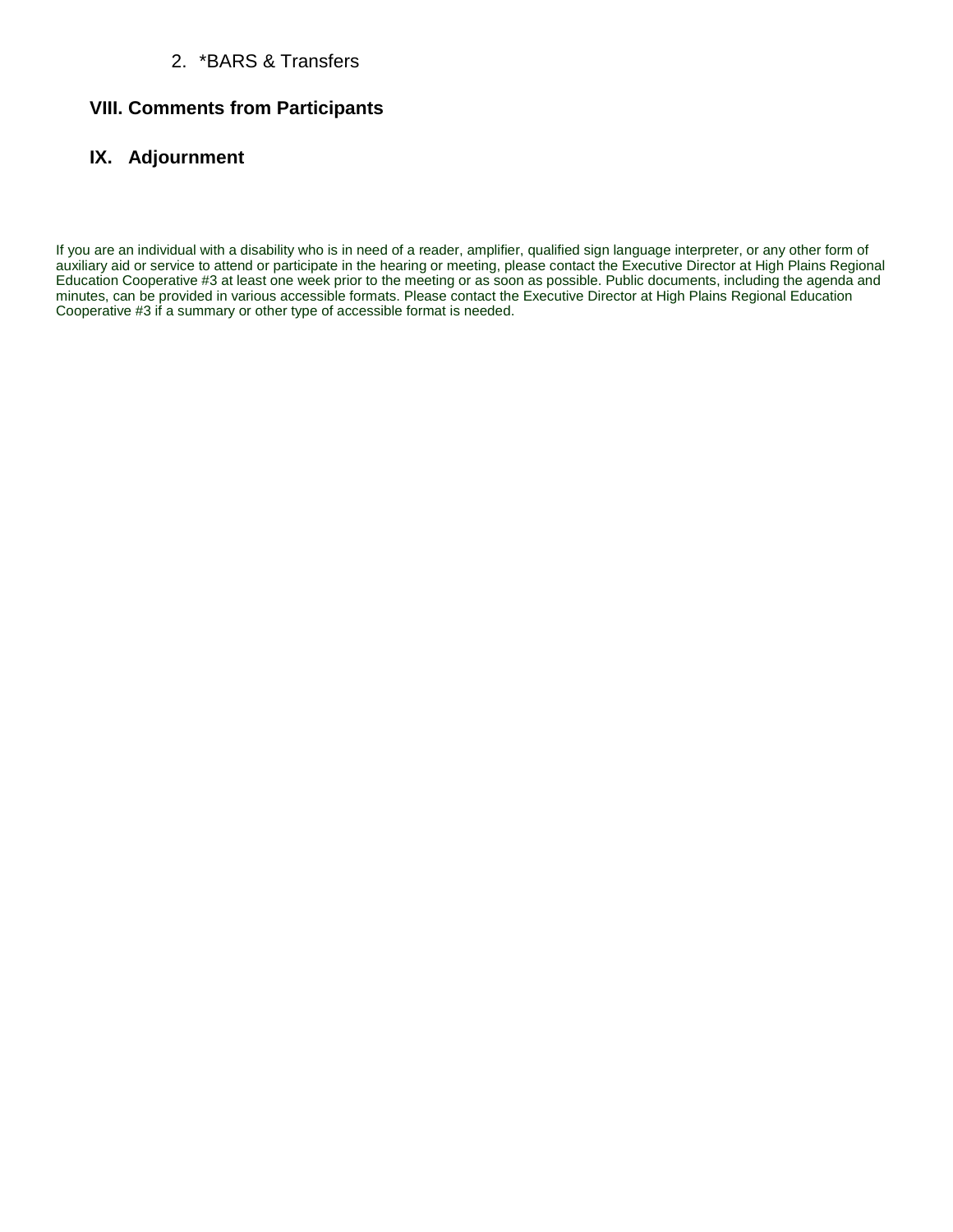2. *BARS & Transfers

## VIII. Comments from Participants

## IX. Adjournment

If you are an individual with a disability who is in need of a reader, amplifier, qualified sign language interpreter, or any other form of auxiliary aid or service to attend or participate in the hearing or meeting, please contact the Executive Director at High Plains Regional Education Cooperative #3 at least one week prior to the meeting or as soon as possible. Public documents, including the agenda and minutes, can be provided in various accessible formats. Please contact the Executive Director at High Plains Regional Education Cooperative #3 if a summary or other type of accessible format is needed.